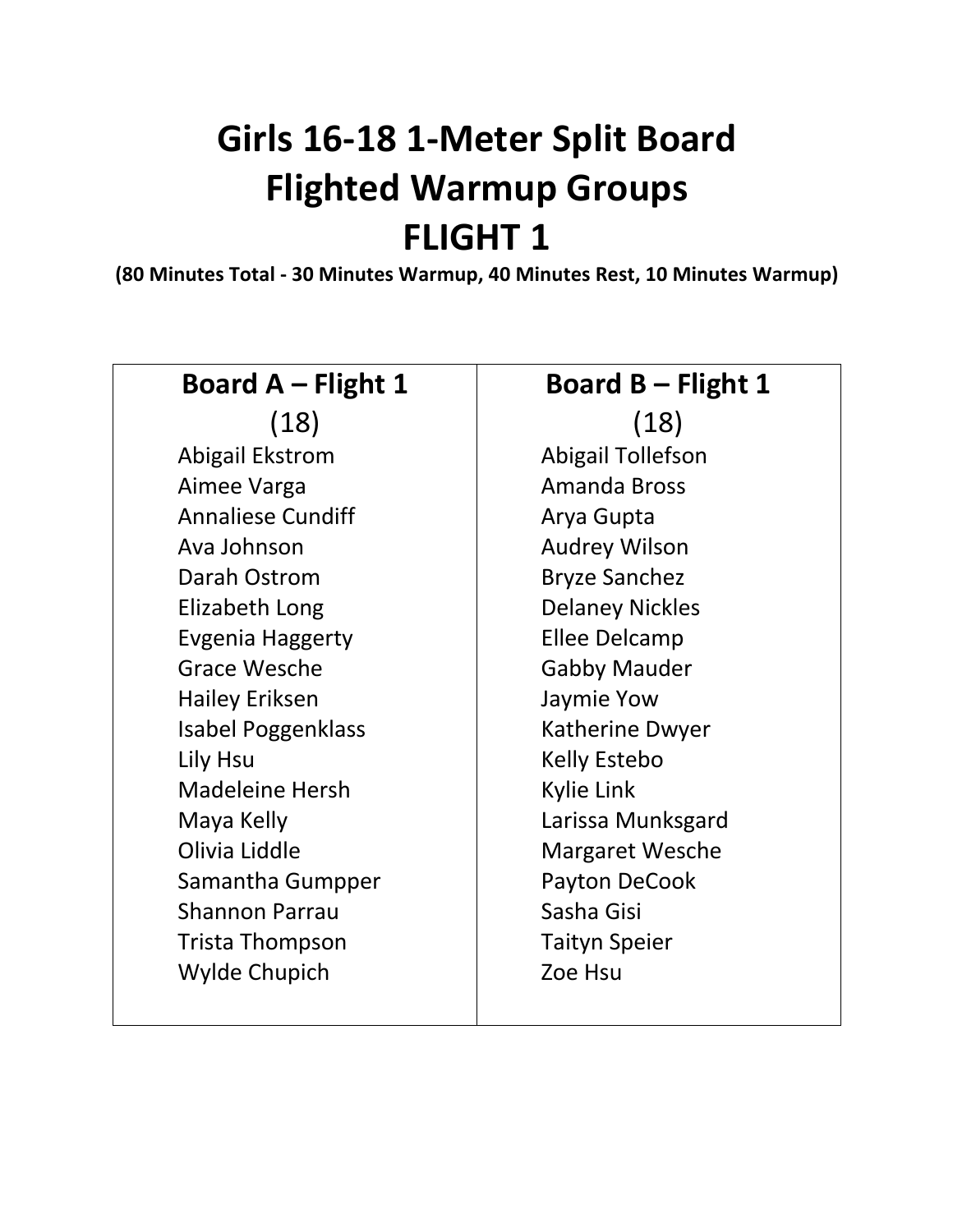# Girls 16-18 1-Meter Split Board
# Flighted Warmup Groups
# FLIGHT 1

**(80 Minutes Total - 30 Minutes Warmup, 40 Minutes Rest, 10 Minutes Warmup)**

| **Board A – Flight 1** | **Board B – Flight 1** |
|---|---|
| (18) | (18) |
| Abigail Ekstrom | Abigail Tollefson |
| Aimee Varga | Amanda Bross |
| Annaliese Cundiff | Arya Gupta |
| Ava Johnson | Audrey Wilson |
| Darah Ostrom | Bryze Sanchez |
| Elizabeth Long | Delaney Nickles |
| Evgenia Haggerty | Ellee Delcamp |
| Grace Wesche | Gabby Mauder |
| Hailey Eriksen | Jaymie Yow |
| Isabel Poggenklass | Katherine Dwyer |
| Lily Hsu | Kelly Estebo |
| Madeleine Hersh | Kylie Link |
| Maya Kelly | Larissa Munksgard |
| Olivia Liddle | Margaret Wesche |
| Samantha Gumpper | Payton DeCook |
| Shannon Parrau | Sasha Gisi |
| Trista Thompson | Taityn Speier |
| Wylde Chupich | Zoe Hsu |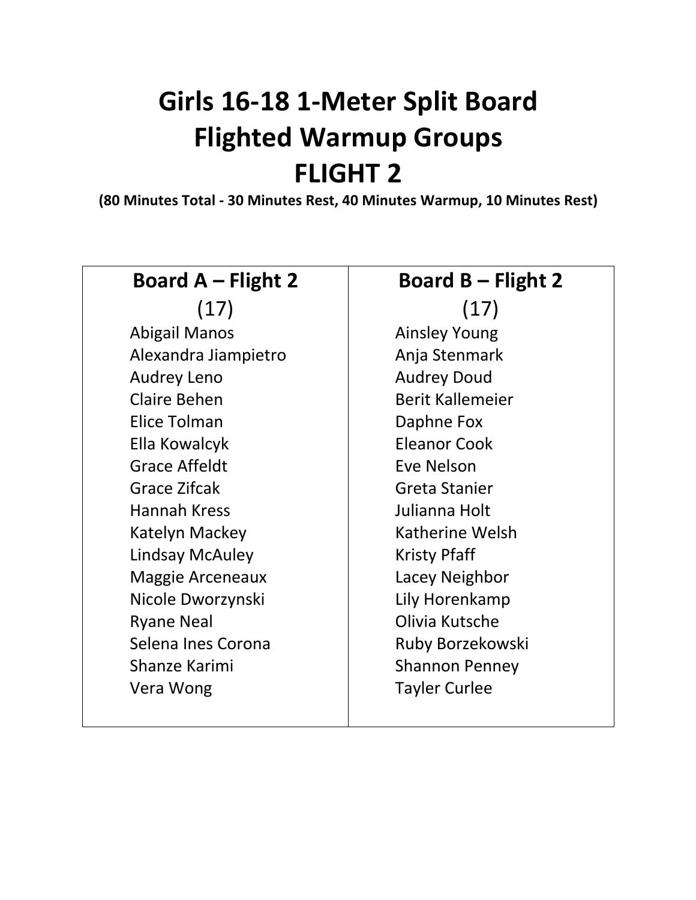# Girls 16-18 1-Meter Split Board
# Flighted Warmup Groups
# FLIGHT 2

**(80 Minutes Total - 30 Minutes Rest, 40 Minutes Warmup, 10 Minutes Rest)**

| **Board A – Flight 2** (17) | **Board B – Flight 2** (17) |
|---|---|
| Abigail Manos | Ainsley Young |
| Alexandra Jiampietro | Anja Stenmark |
| Audrey Leno | Audrey Doud |
| Claire Behen | Berit Kallemeier |
| Elice Tolman | Daphne Fox |
| Ella Kowalcyk | Eleanor Cook |
| Grace Affeldt | Eve Nelson |
| Grace Zifcak | Greta Stanier |
| Hannah Kress | Julianna Holt |
| Katelyn Mackey | Katherine Welsh |
| Lindsay McAuley | Kristy Pfaff |
| Maggie Arceneaux | Lacey Neighbor |
| Nicole Dworzynski | Lily Horenkamp |
| Ryane Neal | Olivia Kutsche |
| Selena Ines Corona | Ruby Borzekowski |
| Shanze Karimi | Shannon Penney |
| Vera Wong | Tayler Curlee |